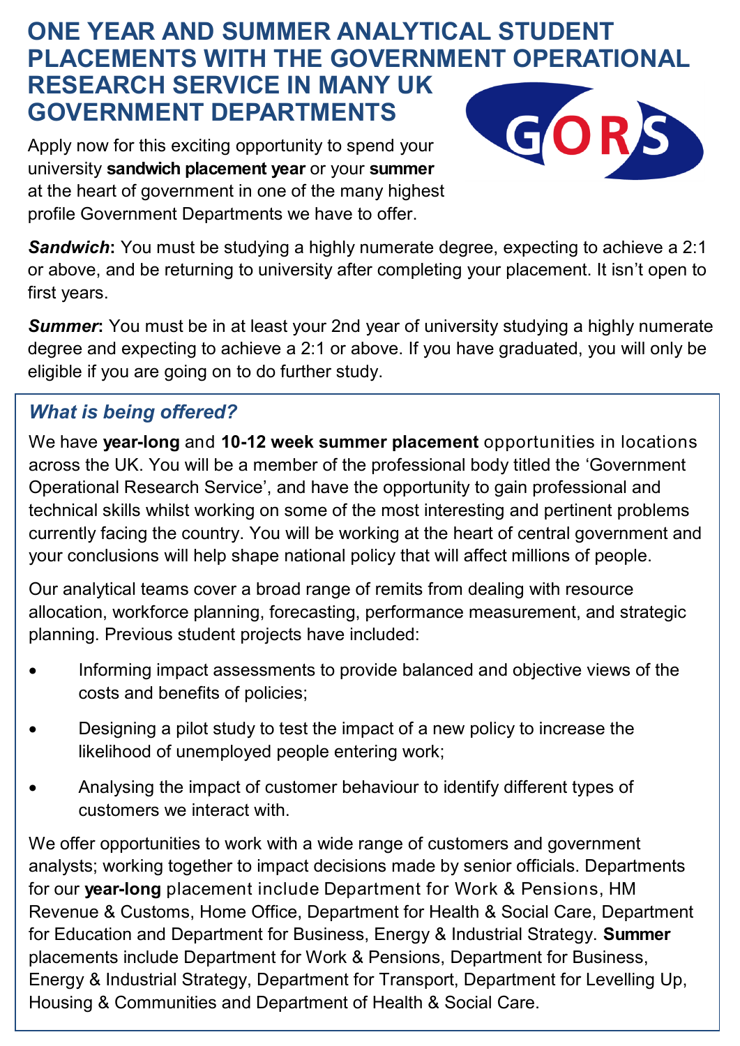# ONE YEAR AND SUMMER ANALYTICAL STUDENT PLACEMENTS WITH THE GOVERNMENT OPERATIONAL RESEARCH SERVICE IN MANY UK GOVERNMENT DEPARTMENTS

GORS

Apply now for this exciting opportunity to spend your university **sandwich placement year** or your **summer** at the heart of government in one of the many highest profile Government Departments we have to offer.

***Sandwich*:** You must be studying a highly numerate degree, expecting to achieve a 2:1 or above, and be returning to university after completing your placement. It isn't open to first years.

***Summer*:** You must be in at least your 2nd year of university studying a highly numerate degree and expecting to achieve a 2:1 or above. If you have graduated, you will only be eligible if you are going on to do further study.

### *What is being offered?*

We have **year-long** and **10-12 week summer placement** opportunities in locations across the UK. You will be a member of the professional body titled the 'Government Operational Research Service', and have the opportunity to gain professional and technical skills whilst working on some of the most interesting and pertinent problems currently facing the country. You will be working at the heart of central government and your conclusions will help shape national policy that will affect millions of people.

Our analytical teams cover a broad range of remits from dealing with resource allocation, workforce planning, forecasting, performance measurement, and strategic planning. Previous student projects have included:

- Informing impact assessments to provide balanced and objective views of the costs and benefits of policies;
- Designing a pilot study to test the impact of a new policy to increase the likelihood of unemployed people entering work;
- Analysing the impact of customer behaviour to identify different types of customers we interact with.

We offer opportunities to work with a wide range of customers and government analysts; working together to impact decisions made by senior officials. Departments for our **year-long** placement include Department for Work & Pensions, HM Revenue & Customs, Home Office, Department for Health & Social Care, Department for Education and Department for Business, Energy & Industrial Strategy. **Summer** placements include Department for Work & Pensions, Department for Business, Energy & Industrial Strategy, Department for Transport, Department for Levelling Up, Housing & Communities and Department of Health & Social Care.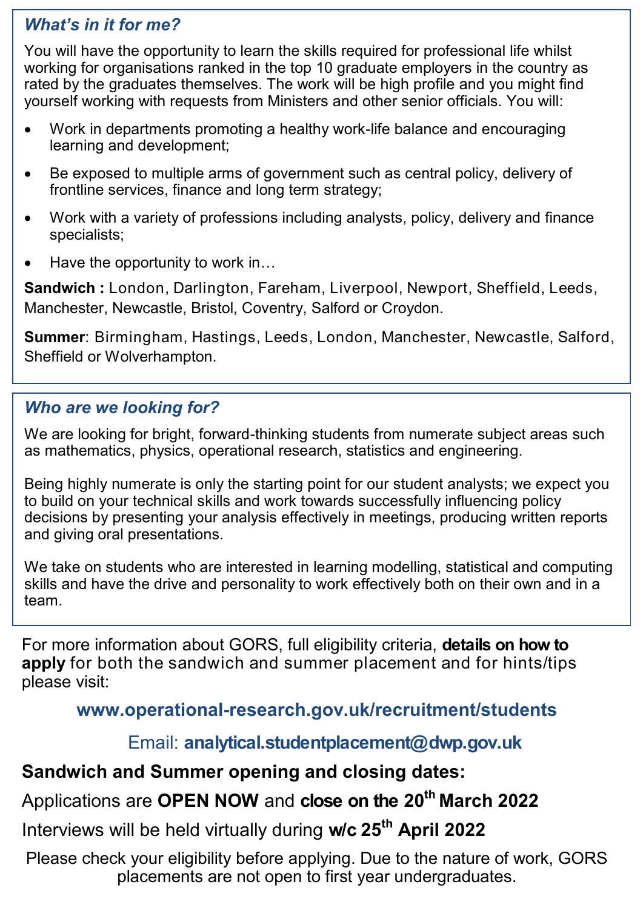## *What's in it for me?*

You will have the opportunity to learn the skills required for professional life whilst working for organisations ranked in the top 10 graduate employers in the country as rated by the graduates themselves. The work will be high profile and you might find yourself working with requests from Ministers and other senior officials. You will:

- Work in departments promoting a healthy work-life balance and encouraging learning and development;
- Be exposed to multiple arms of government such as central policy, delivery of frontline services, finance and long term strategy;
- Work with a variety of professions including analysts, policy, delivery and finance specialists;
- Have the opportunity to work in…

**Sandwich :** London, Darlington, Fareham, Liverpool, Newport, Sheffield, Leeds, Manchester, Newcastle, Bristol, Coventry, Salford or Croydon.

**Summer**: Birmingham, Hastings, Leeds, London, Manchester, Newcastle, Salford, Sheffield or Wolverhampton.

## *Who are we looking for?*

We are looking for bright, forward-thinking students from numerate subject areas such as mathematics, physics, operational research, statistics and engineering.

Being highly numerate is only the starting point for our student analysts; we expect you to build on your technical skills and work towards successfully influencing policy decisions by presenting your analysis effectively in meetings, producing written reports and giving oral presentations.

We take on students who are interested in learning modelling, statistical and computing skills and have the drive and personality to work effectively both on their own and in a team.

For more information about GORS, full eligibility criteria, **details on how to apply** for both the sandwich and summer placement and for hints/tips please visit:

**www.operational-research.gov.uk/recruitment/students**

Email: **analytical.studentplacement@dwp.gov.uk**

**Sandwich and Summer opening and closing dates:**

Applications are **OPEN NOW** and **close on the 20th March 2022**

Interviews will be held virtually during **w/c 25th April 2022**

Please check your eligibility before applying. Due to the nature of work, GORS placements are not open to first year undergraduates.